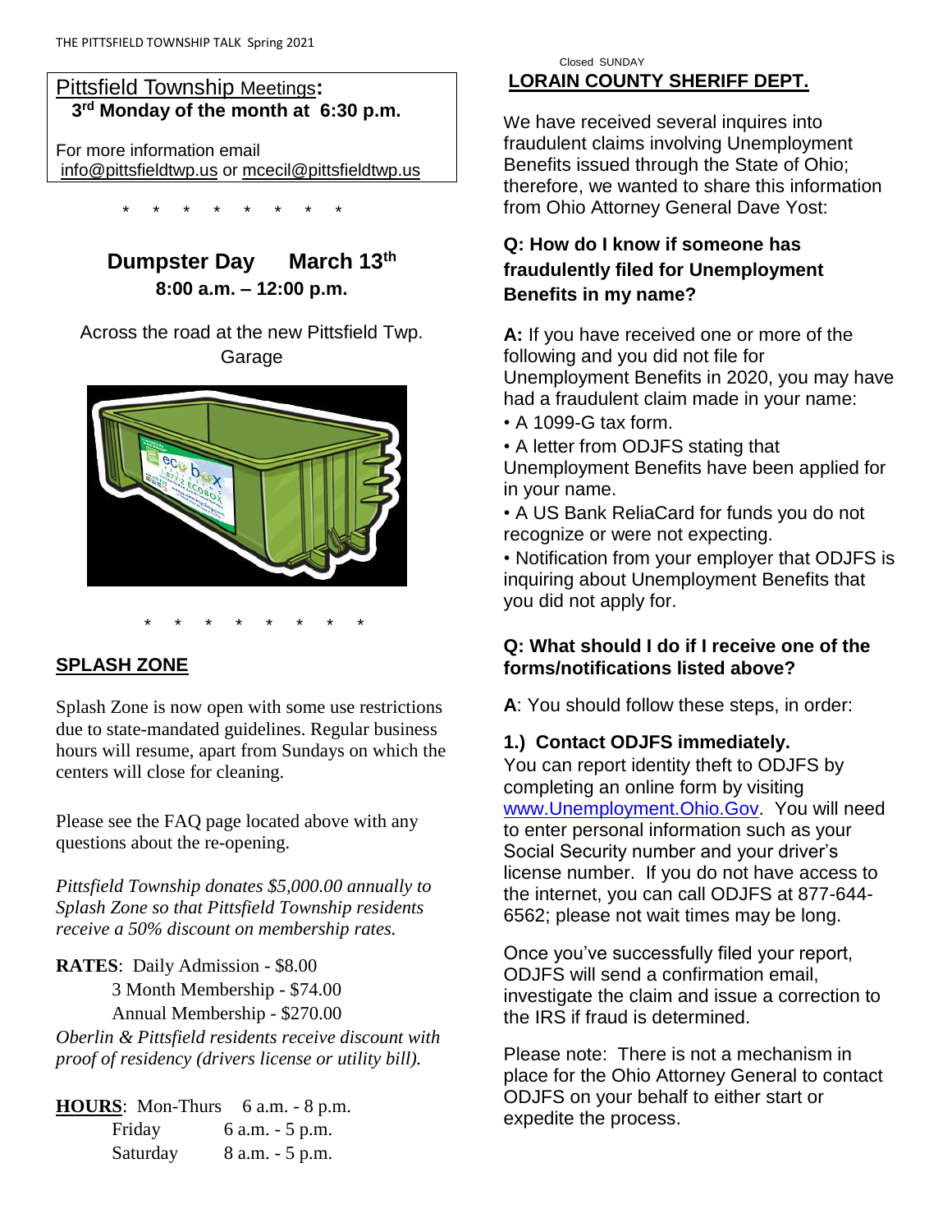## Pittsfield Township Meetings:

**3rd Monday of the month at 6:30 p.m.**

For more information email info@pittsfieldtwp.us or mcecil@pittsfieldtwp.us

\* \* \* \* \* \* \* \*

## Dumpster Day March 13th

**8:00 a.m. – 12:00 p.m.**

Across the road at the new Pittsfield Twp. Garage

\* \* \* \* \* \* \* \*

## SPLASH ZONE

Splash Zone is now open with some use restrictions due to state-mandated guidelines. Regular business hours will resume, apart from Sundays on which the centers will close for cleaning.

Please see the FAQ page located above with any questions about the re-opening.

*Pittsfield Township donates $5,000.00 annually to Splash Zone so that Pittsfield Township residents receive a 50% discount on membership rates.*

**RATES**: Daily Admission - $8.00
3 Month Membership - $74.00
Annual Membership - $270.00

*Oberlin & Pittsfield residents receive discount with proof of residency (drivers license or utility bill).*

**HOURS**: Mon-Thurs 6 a.m. - 8 p.m.
Friday 6 a.m. - 5 p.m.
Saturday 8 a.m. - 5 p.m.
Closed SUNDAY

## LORAIN COUNTY SHERIFF DEPT.

We have received several inquires into fraudulent claims involving Unemployment Benefits issued through the State of Ohio; therefore, we wanted to share this information from Ohio Attorney General Dave Yost:

**Q: How do I know if someone has fraudulently filed for Unemployment Benefits in my name?**

**A:** If you have received one or more of the following and you did not file for Unemployment Benefits in 2020, you may have had a fraudulent claim made in your name:

- A 1099-G tax form.
- A letter from ODJFS stating that Unemployment Benefits have been applied for in your name.
- A US Bank ReliaCard for funds you do not recognize or were not expecting.
- Notification from your employer that ODJFS is inquiring about Unemployment Benefits that you did not apply for.

**Q: What should I do if I receive one of the forms/notifications listed above?**

**A**: You should follow these steps, in order:

**1.) Contact ODJFS immediately.**
You can report identity theft to ODJFS by completing an online form by visiting www.Unemployment.Ohio.Gov. You will need to enter personal information such as your Social Security number and your driver's license number. If you do not have access to the internet, you can call ODJFS at 877-644-6562; please not wait times may be long.

Once you've successfully filed your report, ODJFS will send a confirmation email, investigate the claim and issue a correction to the IRS if fraud is determined.

Please note: There is not a mechanism in place for the Ohio Attorney General to contact ODJFS on your behalf to either start or expedite the process.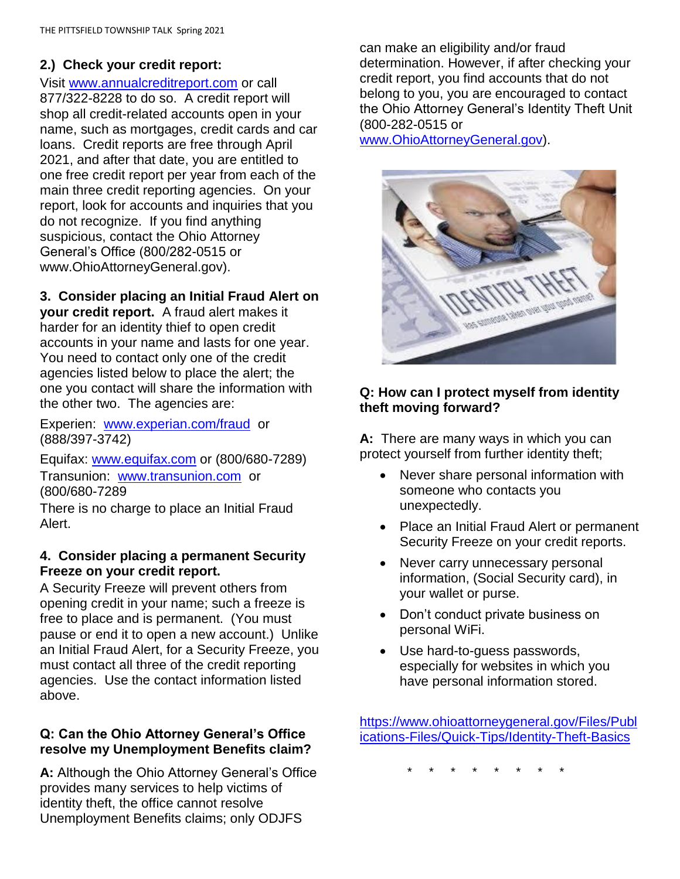**2.) Check your credit report:**

Visit www.annualcreditreport.com or call 877/322-8228 to do so. A credit report will shop all credit-related accounts open in your name, such as mortgages, credit cards and car loans. Credit reports are free through April 2021, and after that date, you are entitled to one free credit report per year from each of the main three credit reporting agencies. On your report, look for accounts and inquiries that you do not recognize. If you find anything suspicious, contact the Ohio Attorney General's Office (800/282-0515 or www.OhioAttorneyGeneral.gov).

**3. Consider placing an Initial Fraud Alert on your credit report.** A fraud alert makes it harder for an identity thief to open credit accounts in your name and lasts for one year. You need to contact only one of the credit agencies listed below to place the alert; the one you contact will share the information with the other two. The agencies are:

Experien: www.experian.com/fraud or (888/397-3742)

Equifax: www.equifax.com or (800/680-7289)

Transunion: www.transunion.com or (800/680-7289

There is no charge to place an Initial Fraud Alert.

**4. Consider placing a permanent Security Freeze on your credit report.**

A Security Freeze will prevent others from opening credit in your name; such a freeze is free to place and is permanent. (You must pause or end it to open a new account.) Unlike an Initial Fraud Alert, for a Security Freeze, you must contact all three of the credit reporting agencies. Use the contact information listed above.

**Q: Can the Ohio Attorney General's Office resolve my Unemployment Benefits claim?**

**A:** Although the Ohio Attorney General's Office provides many services to help victims of identity theft, the office cannot resolve Unemployment Benefits claims; only ODJFS can make an eligibility and/or fraud determination. However, if after checking your credit report, you find accounts that do not belong to you, you are encouraged to contact the Ohio Attorney General's Identity Theft Unit (800-282-0515 or www.OhioAttorneyGeneral.gov).

**Q: How can I protect myself from identity theft moving forward?**

**A:** There are many ways in which you can protect yourself from further identity theft;

- Never share personal information with someone who contacts you unexpectedly.
- Place an Initial Fraud Alert or permanent Security Freeze on your credit reports.
- Never carry unnecessary personal information, (Social Security card), in your wallet or purse.
- Don't conduct private business on personal WiFi.
- Use hard-to-guess passwords, especially for websites in which you have personal information stored.

https://www.ohioattorneygeneral.gov/Files/Publications-Files/Quick-Tips/Identity-Theft-Basics

\* \* \* \* \* \* \* \*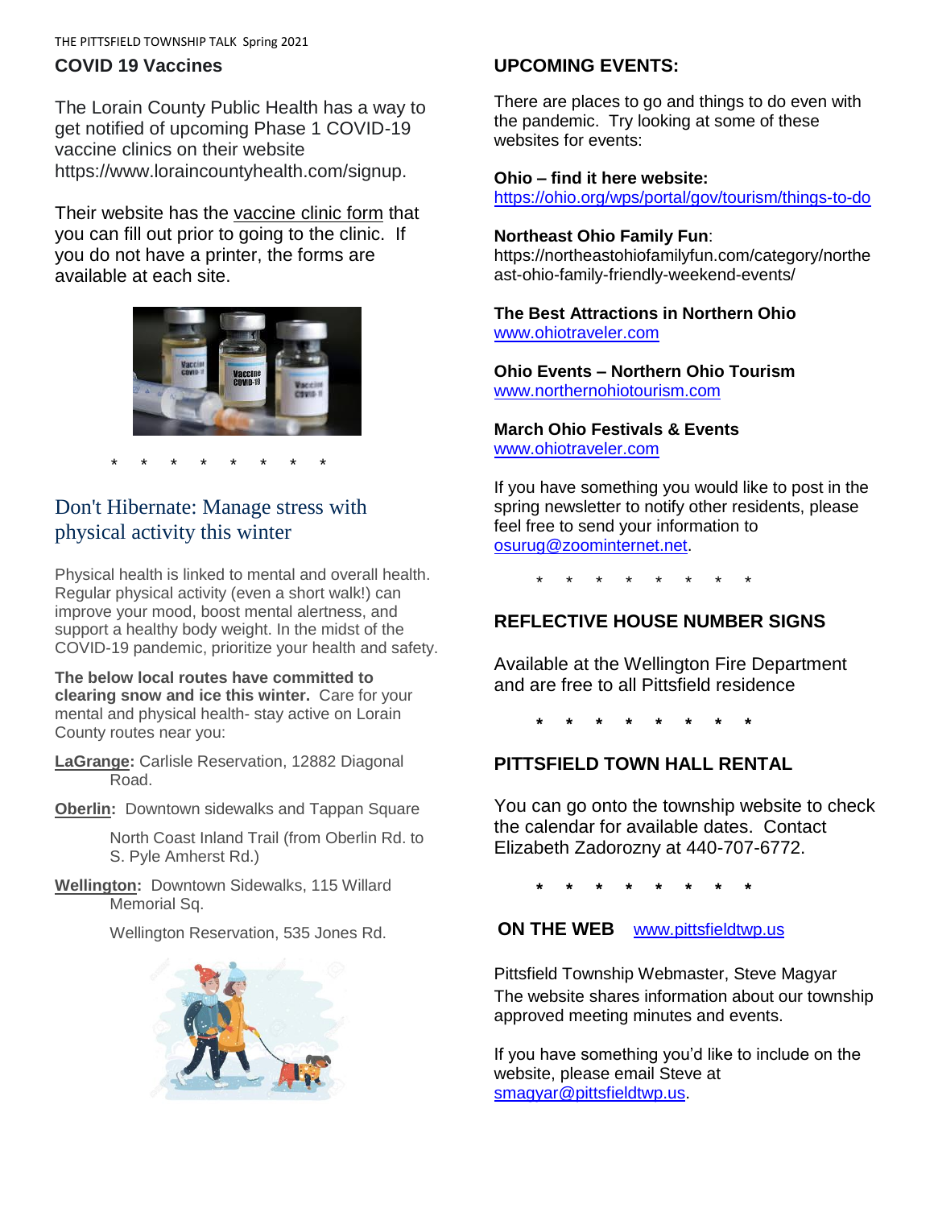## COVID 19 Vaccines

The Lorain County Public Health has a way to get notified of upcoming Phase 1 COVID-19 vaccine clinics on their website https://www.loraincountyhealth.com/signup.

Their website has the vaccine clinic form that you can fill out prior to going to the clinic. If you do not have a printer, the forms are available at each site.

\* \* \* \* \* \* \* \*

## Don't Hibernate: Manage stress with physical activity this winter

Physical health is linked to mental and overall health. Regular physical activity (even a short walk!) can improve your mood, boost mental alertness, and support a healthy body weight. In the midst of the COVID-19 pandemic, prioritize your health and safety.

**The below local routes have committed to clearing snow and ice this winter.** Care for your mental and physical health- stay active on Lorain County routes near you:

**LaGrange:** Carlisle Reservation, 12882 Diagonal Road.

**Oberlin:** Downtown sidewalks and Tappan Square

North Coast Inland Trail (from Oberlin Rd. to S. Pyle Amherst Rd.)

**Wellington:** Downtown Sidewalks, 115 Willard Memorial Sq.

Wellington Reservation, 535 Jones Rd.

## UPCOMING EVENTS:

There are places to go and things to do even with the pandemic. Try looking at some of these websites for events:

**Ohio – find it here website:**
https://ohio.org/wps/portal/gov/tourism/things-to-do

**Northeast Ohio Family Fun**:
https://northeastohiofamilyfun.com/category/northeast-ohio-family-friendly-weekend-events/

**The Best Attractions in Northern Ohio**
www.ohiotraveler.com

**Ohio Events – Northern Ohio Tourism**
www.northernohiotourism.com

**March Ohio Festivals & Events**
www.ohiotraveler.com

If you have something you would like to post in the spring newsletter to notify other residents, please feel free to send your information to osurug@zoominternet.net.

\* \* \* \* \* \* \* \*

## REFLECTIVE HOUSE NUMBER SIGNS

Available at the Wellington Fire Department and are free to all Pittsfield residence

\* \* \* \* \* \* \* \*

## PITTSFIELD TOWN HALL RENTAL

You can go onto the township website to check the calendar for available dates. Contact Elizabeth Zadorozny at 440-707-6772.

\* \* \* \* \* \* \* \*

## ON THE WEB www.pittsfieldtwp.us

Pittsfield Township Webmaster, Steve Magyar
The website shares information about our township approved meeting minutes and events.

If you have something you'd like to include on the website, please email Steve at smagyar@pittsfieldtwp.us.